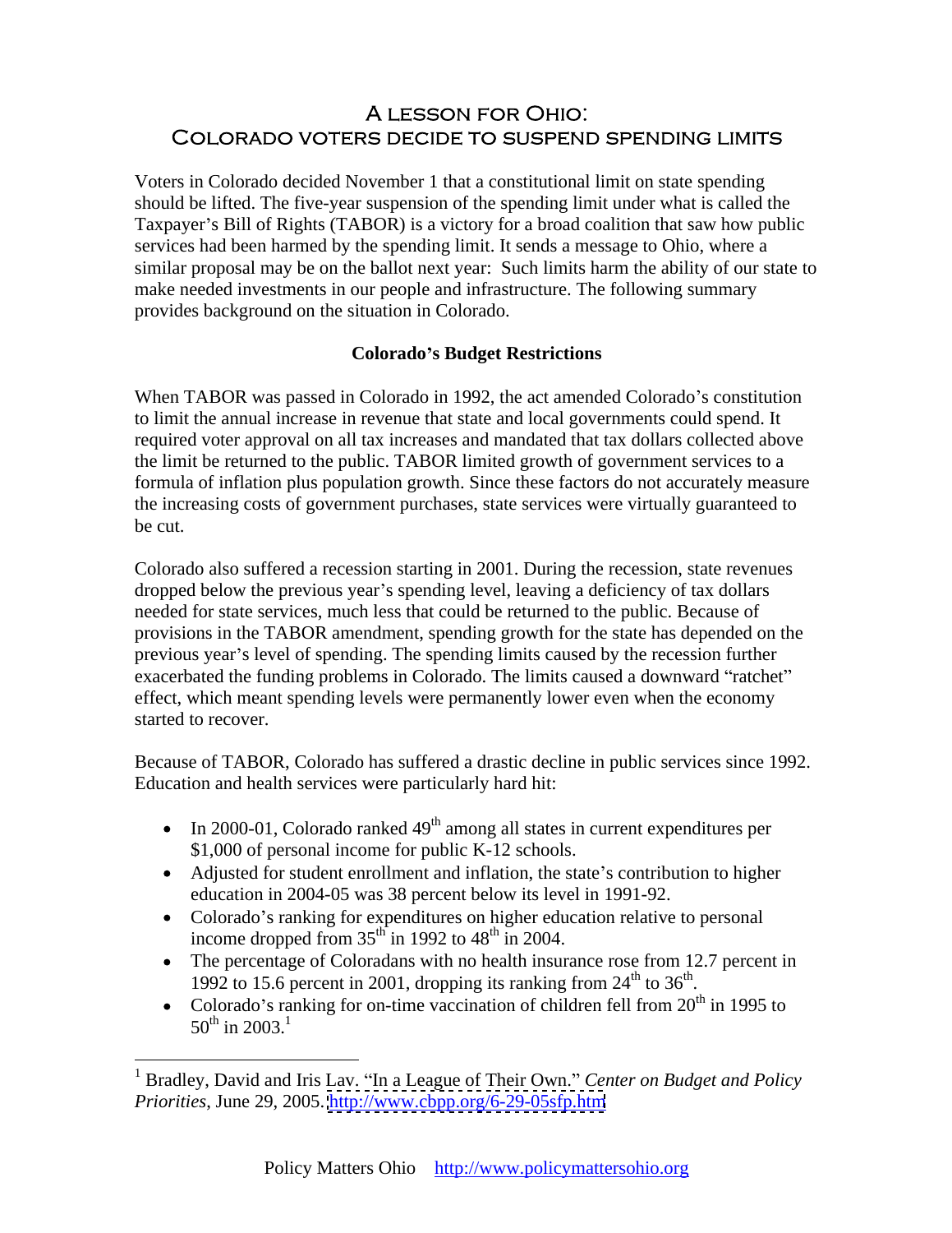# A lesson for Ohio: Colorado voters decide to suspend spending limits

Voters in Colorado decided November 1 that a constitutional limit on state spending should be lifted. The five-year suspension of the spending limit under what is called the Taxpayer's Bill of Rights (TABOR) is a victory for a broad coalition that saw how public services had been harmed by the spending limit. It sends a message to Ohio, where a similar proposal may be on the ballot next year: Such limits harm the ability of our state to make needed investments in our people and infrastructure. The following summary provides background on the situation in Colorado.

**Colorado's Budget Restrictions**

When TABOR was passed in Colorado in 1992, the act amended Colorado's constitution to limit the annual increase in revenue that state and local governments could spend. It required voter approval on all tax increases and mandated that tax dollars collected above the limit be returned to the public. TABOR limited growth of government services to a formula of inflation plus population growth. Since these factors do not accurately measure the increasing costs of government purchases, state services were virtually guaranteed to be cut.

Colorado also suffered a recession starting in 2001. During the recession, state revenues dropped below the previous year's spending level, leaving a deficiency of tax dollars needed for state services, much less that could be returned to the public. Because of provisions in the TABOR amendment, spending growth for the state has depended on the previous year's level of spending. The spending limits caused by the recession further exacerbated the funding problems in Colorado. The limits caused a downward "ratchet" effect, which meant spending levels were permanently lower even when the economy started to recover.

Because of TABOR, Colorado has suffered a drastic decline in public services since 1992. Education and health services were particularly hard hit:

- In 2000-01, Colorado ranked 49th among all states in current expenditures per \$1,000 of personal income for public K-12 schools.
- Adjusted for student enrollment and inflation, the state's contribution to higher education in 2004-05 was 38 percent below its level in 1991-92.
- Colorado's ranking for expenditures on higher education relative to personal income dropped from 35th in 1992 to 48th in 2004.
- The percentage of Coloradans with no health insurance rose from 12.7 percent in 1992 to 15.6 percent in 2001, dropping its ranking from 24th to 36th.
- Colorado's ranking for on-time vaccination of children fell from 20th in 1995 to 50th in 2003.[1]

[1] Bradley, David and Iris Lav. "In a League of Their Own." *Center on Budget and Policy Priorities*, June 29, 2005. http://www.cbpp.org/6-29-05sfp.htm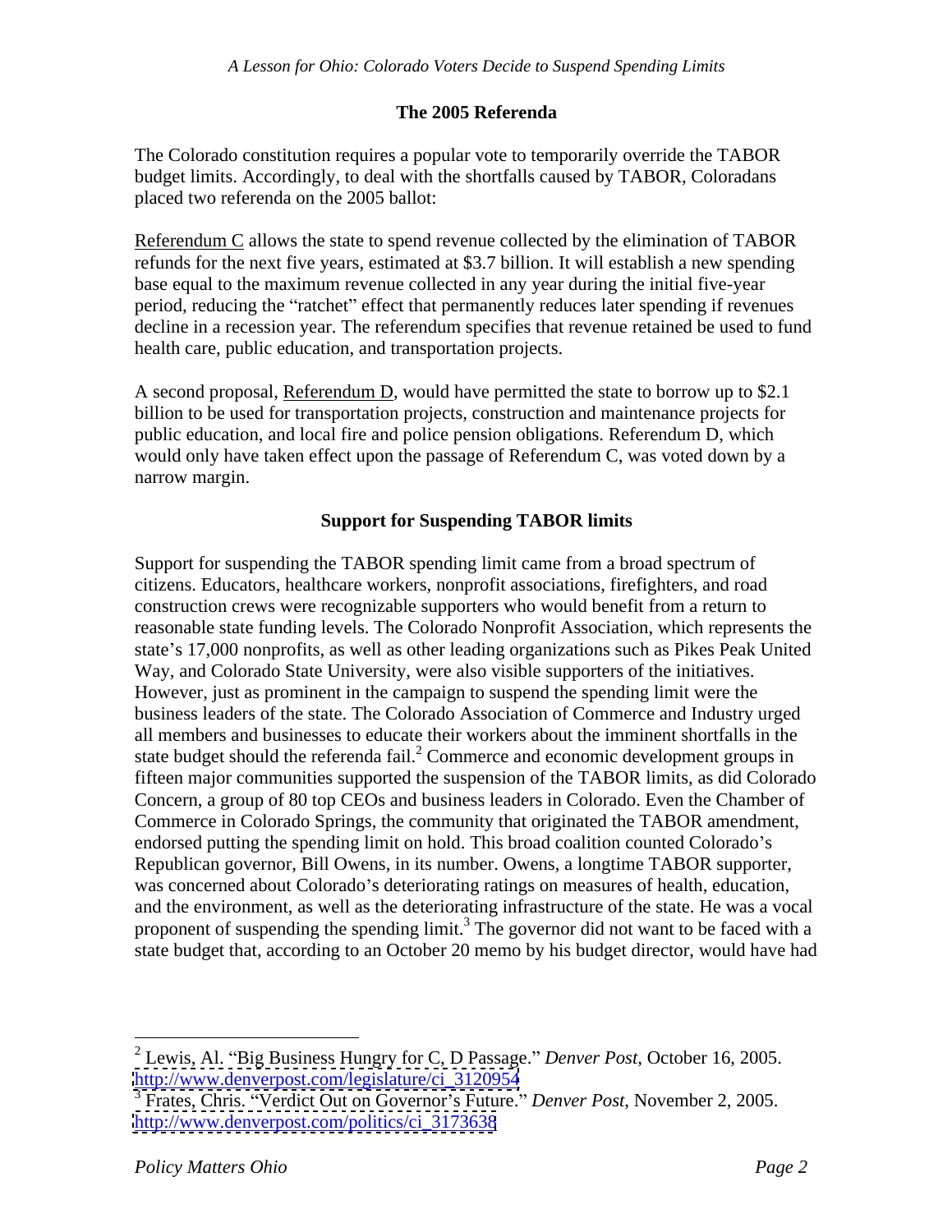## The 2005 Referenda

The Colorado constitution requires a popular vote to temporarily override the TABOR budget limits. Accordingly, to deal with the shortfalls caused by TABOR, Coloradans placed two referenda on the 2005 ballot:

Referendum C allows the state to spend revenue collected by the elimination of TABOR refunds for the next five years, estimated at $3.7 billion. It will establish a new spending base equal to the maximum revenue collected in any year during the initial five-year period, reducing the "ratchet" effect that permanently reduces later spending if revenues decline in a recession year. The referendum specifies that revenue retained be used to fund health care, public education, and transportation projects.

A second proposal, Referendum D, would have permitted the state to borrow up to $2.1 billion to be used for transportation projects, construction and maintenance projects for public education, and local fire and police pension obligations. Referendum D, which would only have taken effect upon the passage of Referendum C, was voted down by a narrow margin.

## Support for Suspending TABOR limits

Support for suspending the TABOR spending limit came from a broad spectrum of citizens. Educators, healthcare workers, nonprofit associations, firefighters, and road construction crews were recognizable supporters who would benefit from a return to reasonable state funding levels. The Colorado Nonprofit Association, which represents the state's 17,000 nonprofits, as well as other leading organizations such as Pikes Peak United Way, and Colorado State University, were also visible supporters of the initiatives. However, just as prominent in the campaign to suspend the spending limit were the business leaders of the state. The Colorado Association of Commerce and Industry urged all members and businesses to educate their workers about the imminent shortfalls in the state budget should the referenda fail.[2] Commerce and economic development groups in fifteen major communities supported the suspension of the TABOR limits, as did Colorado Concern, a group of 80 top CEOs and business leaders in Colorado. Even the Chamber of Commerce in Colorado Springs, the community that originated the TABOR amendment, endorsed putting the spending limit on hold. This broad coalition counted Colorado's Republican governor, Bill Owens, in its number. Owens, a longtime TABOR supporter, was concerned about Colorado's deteriorating ratings on measures of health, education, and the environment, as well as the deteriorating infrastructure of the state. He was a vocal proponent of suspending the spending limit.[3] The governor did not want to be faced with a state budget that, according to an October 20 memo by his budget director, would have had

---

[2] Lewis, Al. "Big Business Hungry for C, D Passage." *Denver Post*, October 16, 2005. http://www.denverpost.com/legislature/ci_3120954

[3] Frates, Chris. "Verdict Out on Governor's Future." *Denver Post*, November 2, 2005. http://www.denverpost.com/politics/ci_3173638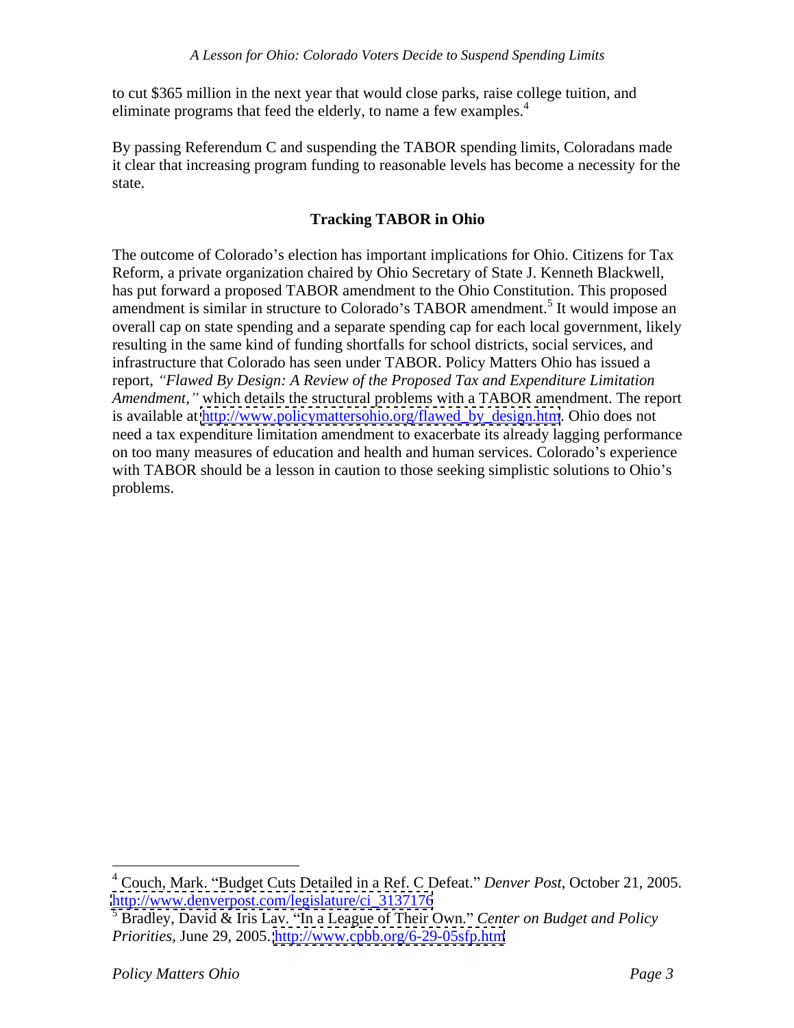to cut $365 million in the next year that would close parks, raise college tuition, and eliminate programs that feed the elderly, to name a few examples.[4]

By passing Referendum C and suspending the TABOR spending limits, Coloradans made it clear that increasing program funding to reasonable levels has become a necessity for the state.

## Tracking TABOR in Ohio

The outcome of Colorado's election has important implications for Ohio. Citizens for Tax Reform, a private organization chaired by Ohio Secretary of State J. Kenneth Blackwell, has put forward a proposed TABOR amendment to the Ohio Constitution. This proposed amendment is similar in structure to Colorado's TABOR amendment.[5] It would impose an overall cap on state spending and a separate spending cap for each local government, likely resulting in the same kind of funding shortfalls for school districts, social services, and infrastructure that Colorado has seen under TABOR. Policy Matters Ohio has issued a report, *"Flawed By Design: A Review of the Proposed Tax and Expenditure Limitation Amendment,"* which details the structural problems with a TABOR amendment. The report is available at http://www.policymattersohio.org/flawed_by_design.htm. Ohio does not need a tax expenditure limitation amendment to exacerbate its already lagging performance on too many measures of education and health and human services. Colorado's experience with TABOR should be a lesson in caution to those seeking simplistic solutions to Ohio's problems.

---

[4] Couch, Mark. "Budget Cuts Detailed in a Ref. C Defeat." *Denver Post*, October 21, 2005. http://www.denverpost.com/legislature/ci_3137176

[5] Bradley, David & Iris Lav. "In a League of Their Own." *Center on Budget and Policy Priorities*, June 29, 2005. http://www.cpbb.org/6-29-05sfp.htm